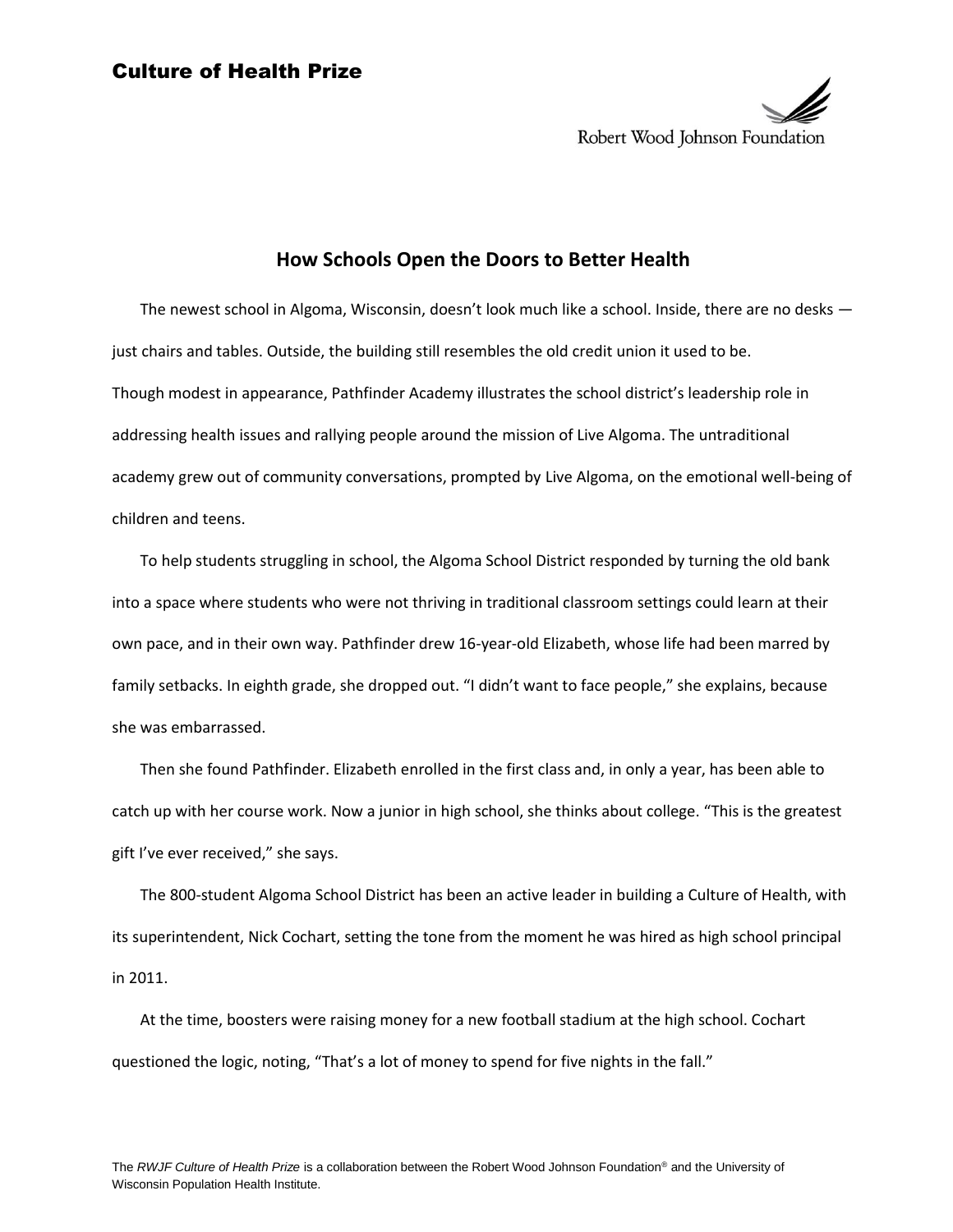# How Schools Open the Doors to Better Health

The newest school in Algoma, Wisconsin, doesn't look much like a school. Inside, there are no desks — just chairs and tables. Outside, the building still resembles the old credit union it used to be.
Though modest in appearance, Pathfinder Academy illustrates the school district's leadership role in addressing health issues and rallying people around the mission of Live Algoma. The untraditional academy grew out of community conversations, prompted by Live Algoma, on the emotional well-being of children and teens.

To help students struggling in school, the Algoma School District responded by turning the old bank into a space where students who were not thriving in traditional classroom settings could learn at their own pace, and in their own way. Pathfinder drew 16-year-old Elizabeth, whose life had been marred by family setbacks. In eighth grade, she dropped out. "I didn't want to face people," she explains, because she was embarrassed.

Then she found Pathfinder. Elizabeth enrolled in the first class and, in only a year, has been able to catch up with her course work. Now a junior in high school, she thinks about college. "This is the greatest gift I've ever received," she says.

The 800-student Algoma School District has been an active leader in building a Culture of Health, with its superintendent, Nick Cochart, setting the tone from the moment he was hired as high school principal in 2011.

At the time, boosters were raising money for a new football stadium at the high school. Cochart questioned the logic, noting, "That's a lot of money to spend for five nights in the fall."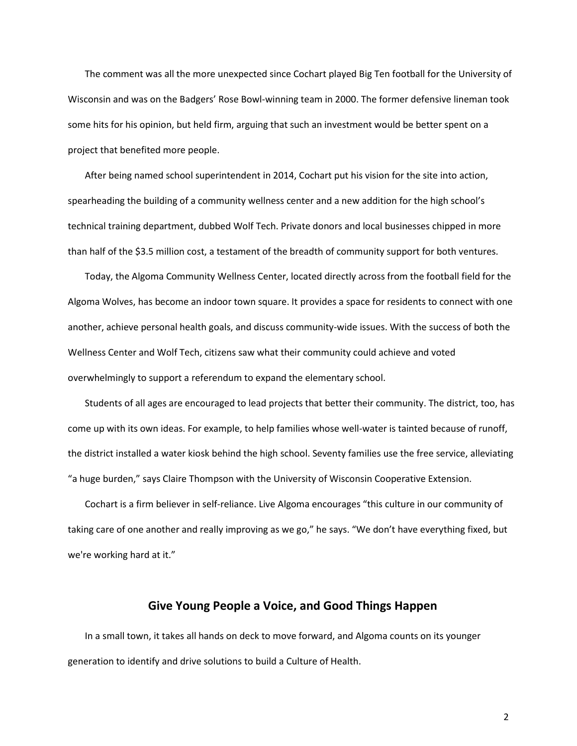The comment was all the more unexpected since Cochart played Big Ten football for the University of Wisconsin and was on the Badgers' Rose Bowl-winning team in 2000. The former defensive lineman took some hits for his opinion, but held firm, arguing that such an investment would be better spent on a project that benefited more people.

After being named school superintendent in 2014, Cochart put his vision for the site into action, spearheading the building of a community wellness center and a new addition for the high school's technical training department, dubbed Wolf Tech. Private donors and local businesses chipped in more than half of the $3.5 million cost, a testament of the breadth of community support for both ventures.

Today, the Algoma Community Wellness Center, located directly across from the football field for the Algoma Wolves, has become an indoor town square. It provides a space for residents to connect with one another, achieve personal health goals, and discuss community-wide issues. With the success of both the Wellness Center and Wolf Tech, citizens saw what their community could achieve and voted overwhelmingly to support a referendum to expand the elementary school.

Students of all ages are encouraged to lead projects that better their community. The district, too, has come up with its own ideas. For example, to help families whose well-water is tainted because of runoff, the district installed a water kiosk behind the high school. Seventy families use the free service, alleviating "a huge burden," says Claire Thompson with the University of Wisconsin Cooperative Extension.

Cochart is a firm believer in self-reliance. Live Algoma encourages "this culture in our community of taking care of one another and really improving as we go," he says. "We don't have everything fixed, but we're working hard at it."

## Give Young People a Voice, and Good Things Happen

In a small town, it takes all hands on deck to move forward, and Algoma counts on its younger generation to identify and drive solutions to build a Culture of Health.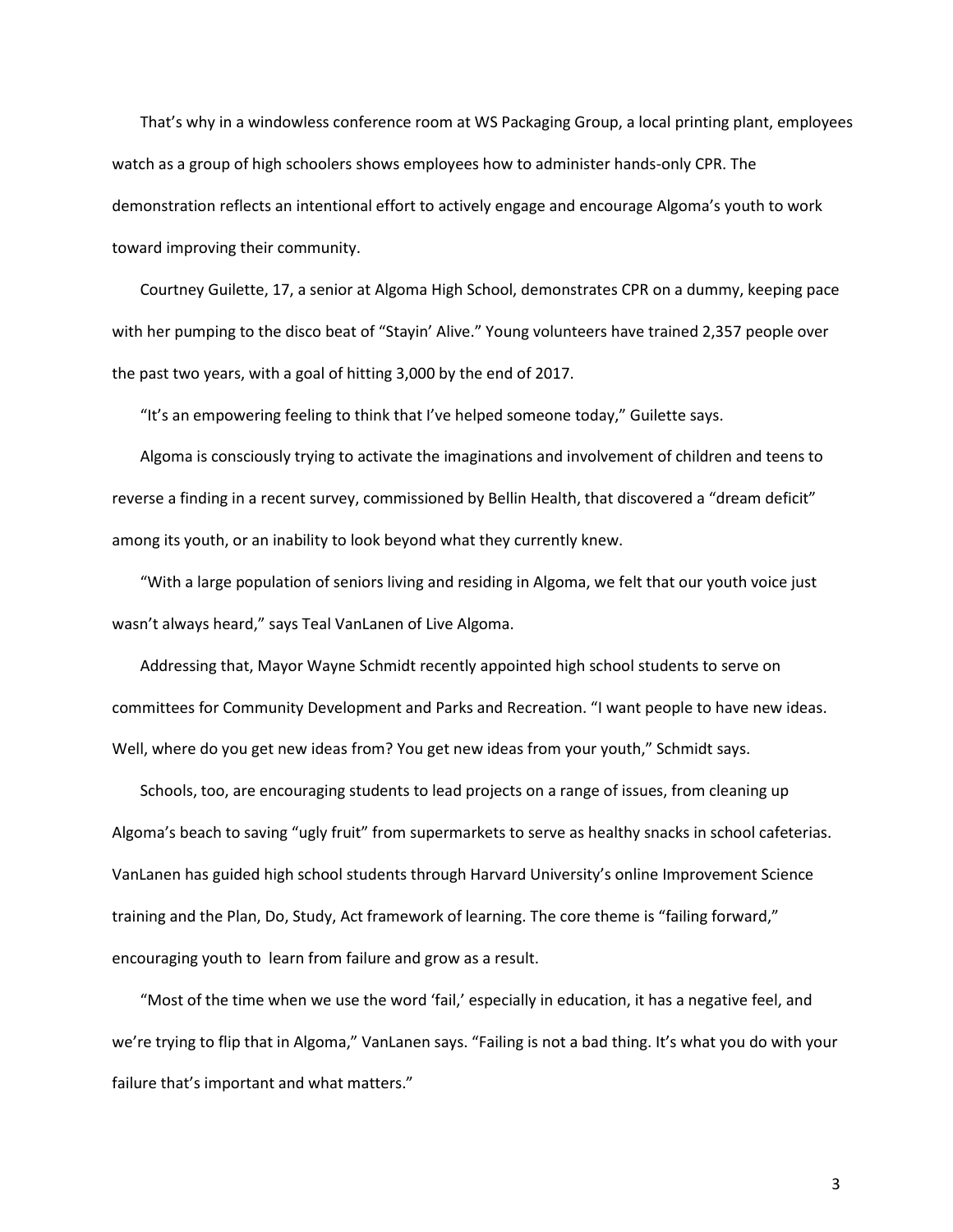That's why in a windowless conference room at WS Packaging Group, a local printing plant, employees watch as a group of high schoolers shows employees how to administer hands-only CPR. The demonstration reflects an intentional effort to actively engage and encourage Algoma's youth to work toward improving their community.

Courtney Guilette, 17, a senior at Algoma High School, demonstrates CPR on a dummy, keeping pace with her pumping to the disco beat of "Stayin' Alive." Young volunteers have trained 2,357 people over the past two years, with a goal of hitting 3,000 by the end of 2017.

"It's an empowering feeling to think that I've helped someone today," Guilette says.

Algoma is consciously trying to activate the imaginations and involvement of children and teens to reverse a finding in a recent survey, commissioned by Bellin Health, that discovered a "dream deficit" among its youth, or an inability to look beyond what they currently knew.

"With a large population of seniors living and residing in Algoma, we felt that our youth voice just wasn't always heard," says Teal VanLanen of Live Algoma.

Addressing that, Mayor Wayne Schmidt recently appointed high school students to serve on committees for Community Development and Parks and Recreation. "I want people to have new ideas. Well, where do you get new ideas from? You get new ideas from your youth," Schmidt says.

Schools, too, are encouraging students to lead projects on a range of issues, from cleaning up Algoma's beach to saving "ugly fruit" from supermarkets to serve as healthy snacks in school cafeterias. VanLanen has guided high school students through Harvard University's online Improvement Science training and the Plan, Do, Study, Act framework of learning. The core theme is "failing forward," encouraging youth to learn from failure and grow as a result.

"Most of the time when we use the word 'fail,' especially in education, it has a negative feel, and we're trying to flip that in Algoma," VanLanen says. "Failing is not a bad thing. It's what you do with your failure that's important and what matters."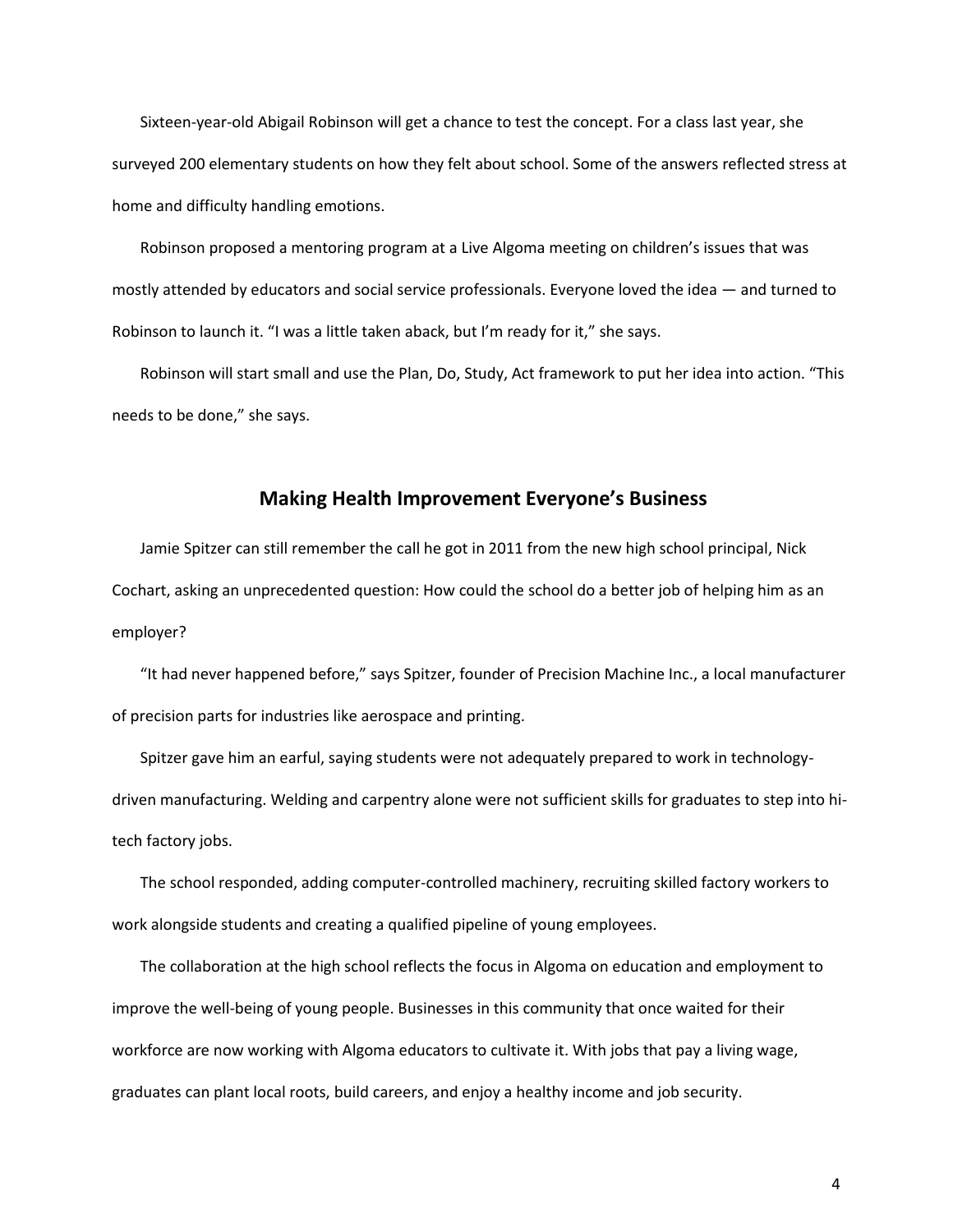Sixteen-year-old Abigail Robinson will get a chance to test the concept. For a class last year, she surveyed 200 elementary students on how they felt about school. Some of the answers reflected stress at home and difficulty handling emotions.

Robinson proposed a mentoring program at a Live Algoma meeting on children's issues that was mostly attended by educators and social service professionals. Everyone loved the idea — and turned to Robinson to launch it. "I was a little taken aback, but I'm ready for it," she says.

Robinson will start small and use the Plan, Do, Study, Act framework to put her idea into action. "This needs to be done," she says.

## Making Health Improvement Everyone's Business

Jamie Spitzer can still remember the call he got in 2011 from the new high school principal, Nick Cochart, asking an unprecedented question: How could the school do a better job of helping him as an employer?

"It had never happened before," says Spitzer, founder of Precision Machine Inc., a local manufacturer of precision parts for industries like aerospace and printing.

Spitzer gave him an earful, saying students were not adequately prepared to work in technology-driven manufacturing. Welding and carpentry alone were not sufficient skills for graduates to step into hi-tech factory jobs.

The school responded, adding computer-controlled machinery, recruiting skilled factory workers to work alongside students and creating a qualified pipeline of young employees.

The collaboration at the high school reflects the focus in Algoma on education and employment to improve the well-being of young people. Businesses in this community that once waited for their workforce are now working with Algoma educators to cultivate it. With jobs that pay a living wage, graduates can plant local roots, build careers, and enjoy a healthy income and job security.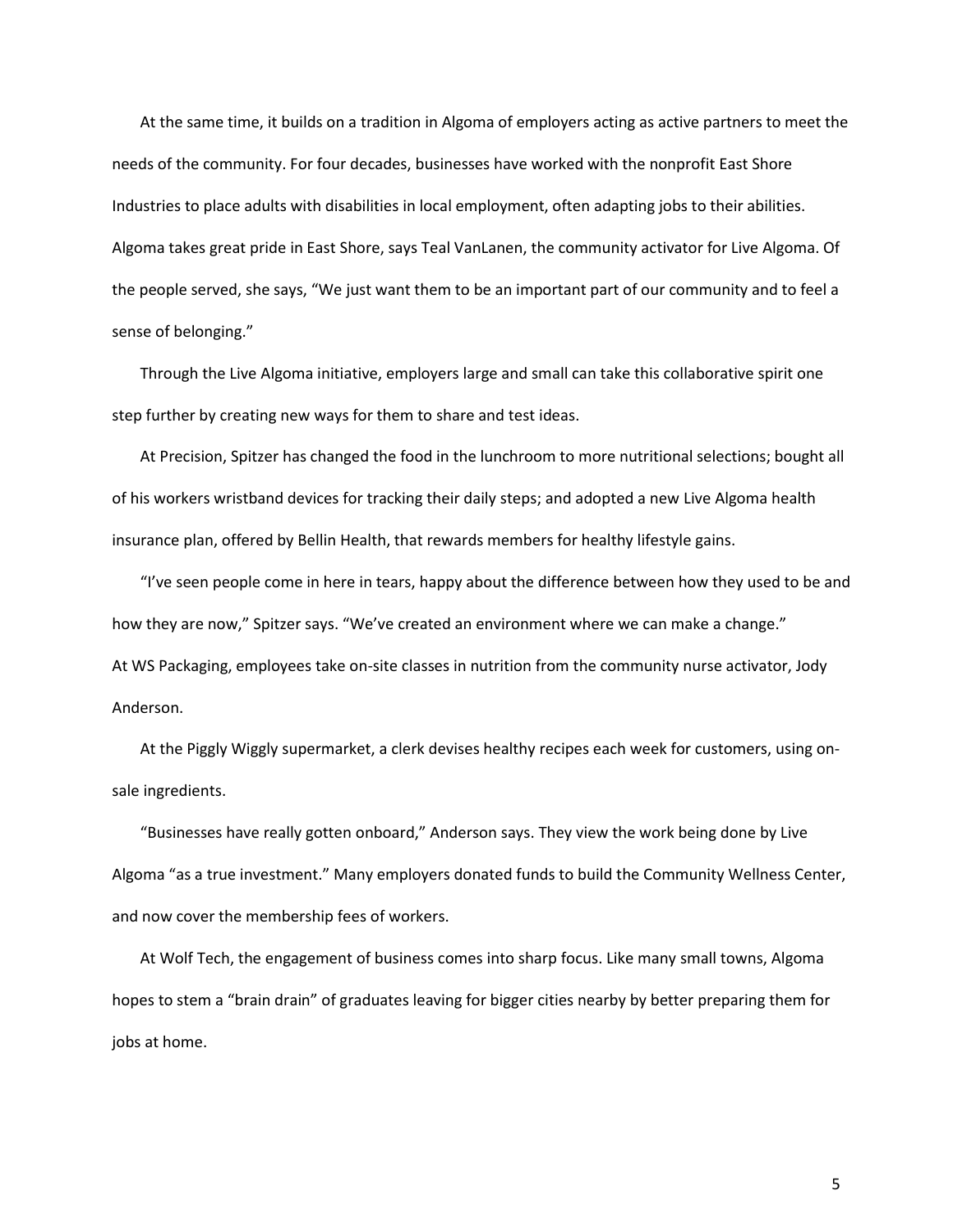At the same time, it builds on a tradition in Algoma of employers acting as active partners to meet the needs of the community. For four decades, businesses have worked with the nonprofit East Shore Industries to place adults with disabilities in local employment, often adapting jobs to their abilities. Algoma takes great pride in East Shore, says Teal VanLanen, the community activator for Live Algoma. Of the people served, she says, "We just want them to be an important part of our community and to feel a sense of belonging."

Through the Live Algoma initiative, employers large and small can take this collaborative spirit one step further by creating new ways for them to share and test ideas.

At Precision, Spitzer has changed the food in the lunchroom to more nutritional selections; bought all of his workers wristband devices for tracking their daily steps; and adopted a new Live Algoma health insurance plan, offered by Bellin Health, that rewards members for healthy lifestyle gains.

"I've seen people come in here in tears, happy about the difference between how they used to be and how they are now," Spitzer says. "We've created an environment where we can make a change."

At WS Packaging, employees take on-site classes in nutrition from the community nurse activator, Jody Anderson.

At the Piggly Wiggly supermarket, a clerk devises healthy recipes each week for customers, using on-sale ingredients.

"Businesses have really gotten onboard," Anderson says. They view the work being done by Live Algoma "as a true investment." Many employers donated funds to build the Community Wellness Center, and now cover the membership fees of workers.

At Wolf Tech, the engagement of business comes into sharp focus. Like many small towns, Algoma hopes to stem a "brain drain" of graduates leaving for bigger cities nearby by better preparing them for jobs at home.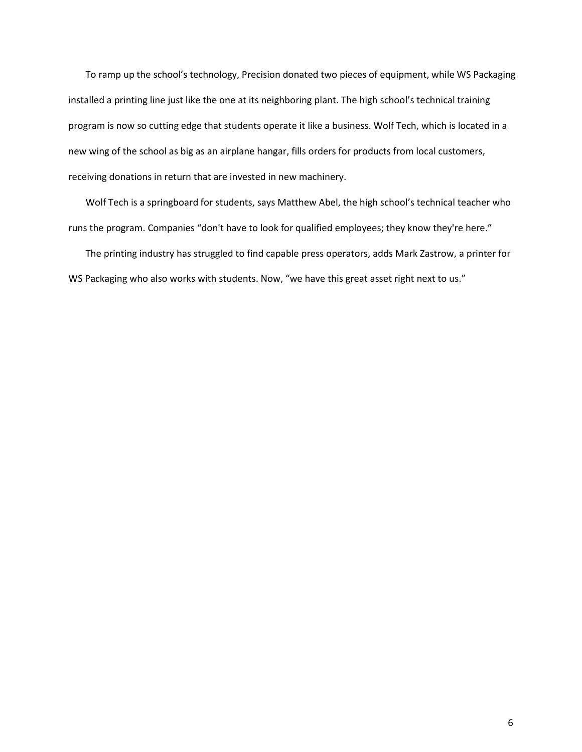To ramp up the school's technology, Precision donated two pieces of equipment, while WS Packaging installed a printing line just like the one at its neighboring plant. The high school's technical training program is now so cutting edge that students operate it like a business. Wolf Tech, which is located in a new wing of the school as big as an airplane hangar, fills orders for products from local customers, receiving donations in return that are invested in new machinery.

Wolf Tech is a springboard for students, says Matthew Abel, the high school's technical teacher who runs the program. Companies "don't have to look for qualified employees; they know they're here."

The printing industry has struggled to find capable press operators, adds Mark Zastrow, a printer for WS Packaging who also works with students. Now, "we have this great asset right next to us."